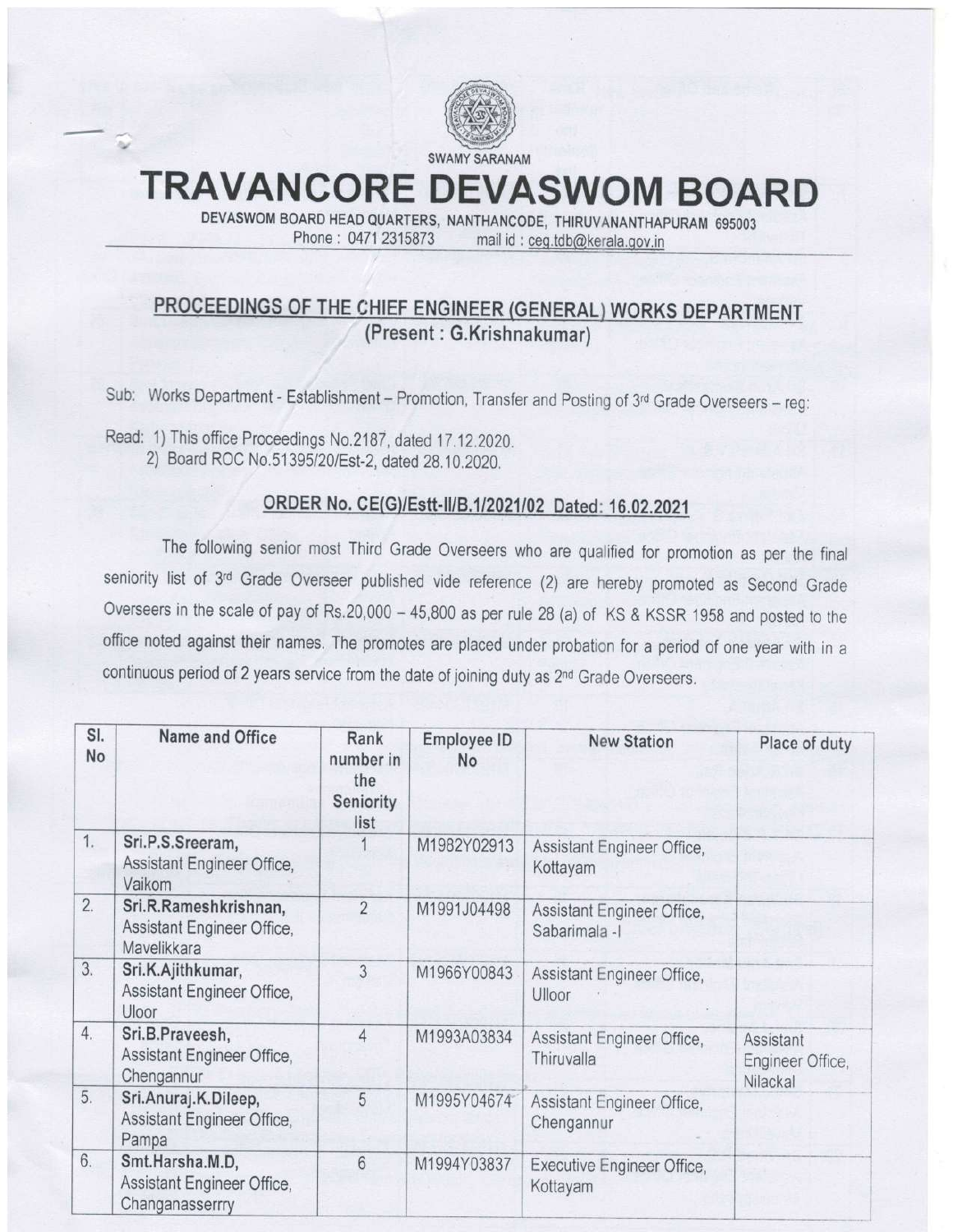SWAMY SARANAM

# TRAVANCORE DEVASWOM BOARD

DEVASWOM BOARD HEAD QUARTERS, NANTHANCODE, THIRUVANANTHAPURAM 695003
Phone : 0471 2315873 mail id : ceg.tdb@kerala.gov.in

## PROCEEDINGS OF THE CHIEF ENGINEER (GENERAL) WORKS DEPARTMENT
(Present : G.Krishnakumar)

Sub: Works Department - Establishment – Promotion, Transfer and Posting of 3rd Grade Overseers – reg:

Read: 1) This office Proceedings No.2187, dated 17.12.2020.
2) Board ROC No.51395/20/Est-2, dated 28.10.2020.

### ORDER No. CE(G)/Estt-II/B.1/2021/02 Dated: 16.02.2021

The following senior most Third Grade Overseers who are qualified for promotion as per the final seniority list of 3rd Grade Overseer published vide reference (2) are hereby promoted as Second Grade Overseers in the scale of pay of Rs.20,000 – 45,800 as per rule 28 (a) of KS & KSSR 1958 and posted to the office noted against their names. The promotes are placed under probation for a period of one year with in a continuous period of 2 years service from the date of joining duty as 2nd Grade Overseers.

| Sl. No | Name and Office | Rank number in the Seniority list | Employee ID No | New Station | Place of duty |
|---|---|---|---|---|---|
| 1. | Sri.P.S.Sreeram, Assistant Engineer Office, Vaikom | 1 | M1982Y02913 | Assistant Engineer Office, Kottayam | |
| 2. | Sri.R.Rameshkrishnan, Assistant Engineer Office, Mavelikkara | 2 | M1991J04498 | Assistant Engineer Office, Sabarimala -I | |
| 3. | Sri.K.Ajithkumar, Assistant Engineer Office, Uloor | 3 | M1966Y00843 | Assistant Engineer Office, Ulloor | |
| 4. | Sri.B.Praveesh, Assistant Engineer Office, Chengannur | 4 | M1993A03834 | Assistant Engineer Office, Thiruvalla | Assistant Engineer Office, Nilackal |
| 5. | Sri.Anuraj.K.Dileep, Assistant Engineer Office, Pampa | 5 | M1995Y04674 | Assistant Engineer Office, Chengannur | |
| 6. | Smt.Harsha.M.D, Assistant Engineer Office, Changanasserrry | 6 | M1994Y03837 | Executive Engineer Office, Kottayam | |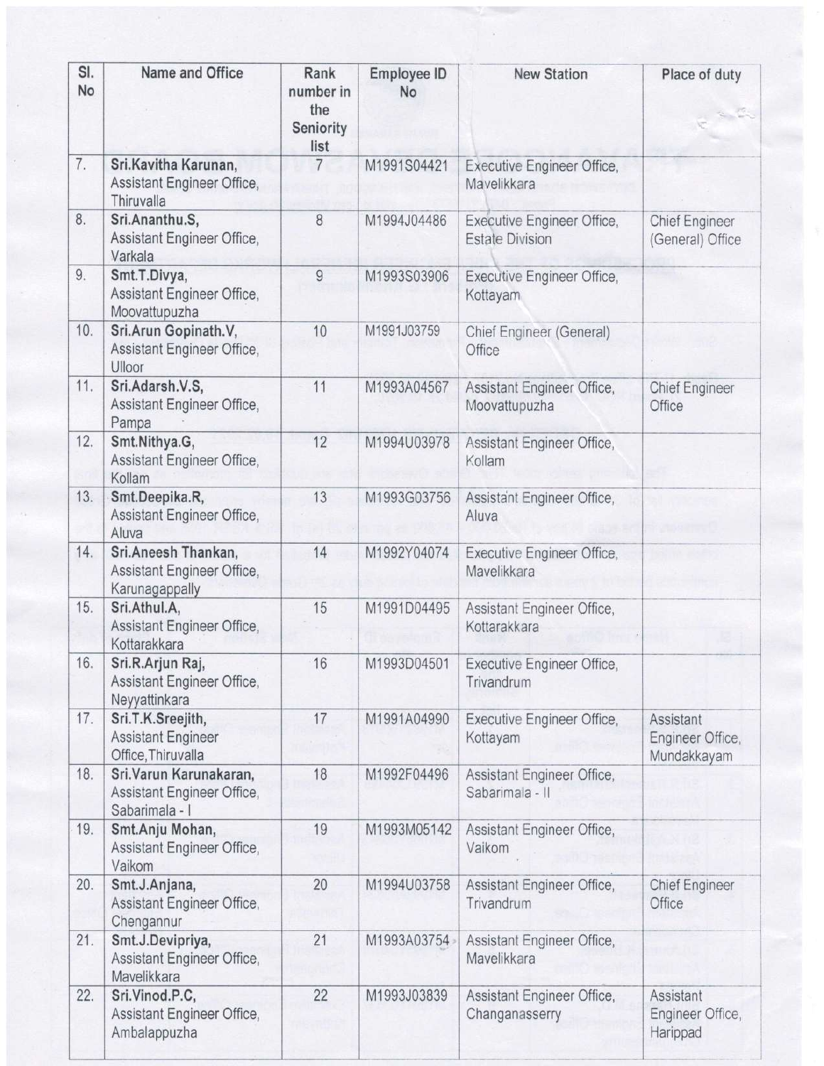| Sl. No | Name and Office | Rank number in the Seniority list | Employee ID No | New Station | Place of duty |
|---|---|---|---|---|---|
| 7. | **Sri.Kavitha Karunan,** Assistant Engineer Office, Thiruvalla | 7 | M1991S04421 | Executive Engineer Office, Mavelikkara | |
| 8. | **Sri.Ananthu.S,** Assistant Engineer Office, Varkala | 8 | M1994J04486 | Executive Engineer Office, Estate Division | Chief Engineer (General) Office |
| 9. | **Smt.T.Divya,** Assistant Engineer Office, Moovattupuzha | 9 | M1993S03906 | Executive Engineer Office, Kottayam | |
| 10. | **Sri.Arun Gopinath.V,** Assistant Engineer Office, Ulloor | 10 | M1991J03759 | Chief Engineer (General) Office | |
| 11. | **Sri.Adarsh.V.S,** Assistant Engineer Office, Pampa | 11 | M1993A04567 | Assistant Engineer Office, Moovattupuzha | Chief Engineer Office |
| 12. | **Smt.Nithya.G,** Assistant Engineer Office, Kollam | 12 | M1994U03978 | Assistant Engineer Office, Kollam | |
| 13. | **Smt.Deepika.R,** Assistant Engineer Office, Aluva | 13 | M1993G03756 | Assistant Engineer Office, Aluva | |
| 14. | **Sri.Aneesh Thankan,** Assistant Engineer Office, Karunagappally | 14 | M1992Y04074 | Executive Engineer Office, Mavelikkara | |
| 15. | **Sri.Athul.A,** Assistant Engineer Office, Kottarakkara | 15 | M1991D04495 | Assistant Engineer Office, Kottarakkara | |
| 16. | **Sri.R.Arjun Raj,** Assistant Engineer Office, Neyyattinkara | 16 | M1993D04501 | Executive Engineer Office, Trivandrum | |
| 17. | **Sri.T.K.Sreejith,** Assistant Engineer Office,Thiruvalla | 17 | M1991A04990 | Executive Engineer Office, Kottayam | Assistant Engineer Office, Mundakkayam |
| 18. | **Sri.Varun Karunakaran,** Assistant Engineer Office, Sabarimala - I | 18 | M1992F04496 | Assistant Engineer Office, Sabarimala - II | |
| 19. | **Smt.Anju Mohan,** Assistant Engineer Office, Vaikom | 19 | M1993M05142 | Assistant Engineer Office, Vaikom | |
| 20. | **Smt.J.Anjana,** Assistant Engineer Office, Chengannur | 20 | M1994U03758 | Assistant Engineer Office, Trivandrum | Chief Engineer Office |
| 21. | **Smt.J.Devipriya,** Assistant Engineer Office, Mavelikkara | 21 | M1993A03754 | Assistant Engineer Office, Mavelikkara | |
| 22. | **Sri.Vinod.P.C,** Assistant Engineer Office, Ambalappuzha | 22 | M1993J03839 | Assistant Engineer Office, Changanasserry | Assistant Engineer Office, Harippad |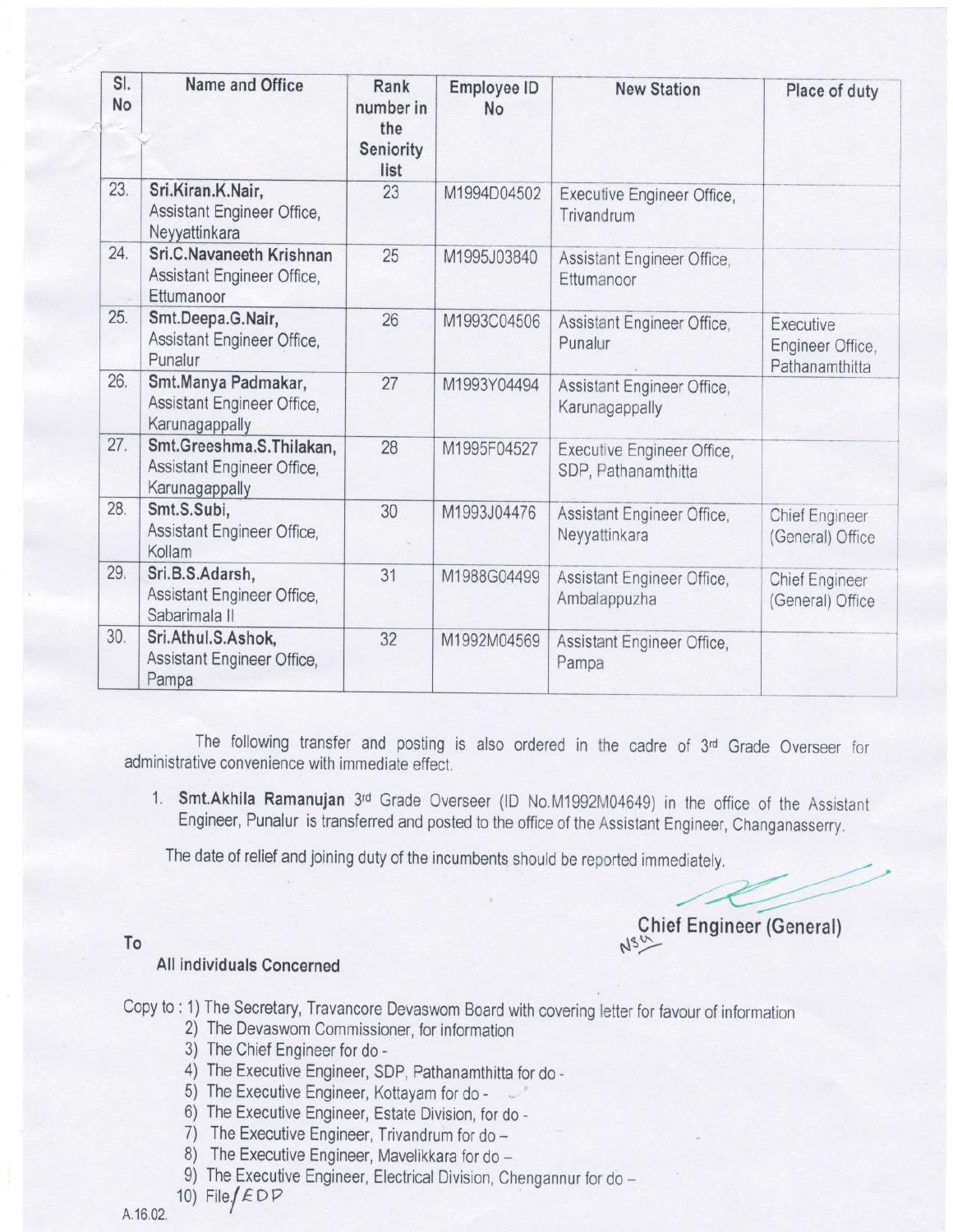| Sl. No | Name and Office | Rank number in the Seniority list | Employee ID No | New Station | Place of duty |
|---|---|---|---|---|---|
| 23. | **Sri.Kiran.K.Nair,** Assistant Engineer Office, Neyyattinkara | 23 | M1994D04502 | Executive Engineer Office, Trivandrum | |
| 24. | **Sri.C.Navaneeth Krishnan** Assistant Engineer Office, Ettumanoor | 25 | M1995J03840 | Assistant Engineer Office, Ettumanoor | |
| 25. | **Smt.Deepa.G.Nair,** Assistant Engineer Office, Punalur | 26 | M1993C04506 | Assistant Engineer Office, Punalur | Executive Engineer Office, Pathanamthitta |
| 26. | **Smt.Manya Padmakar,** Assistant Engineer Office, Karunagappally | 27 | M1993Y04494 | Assistant Engineer Office, Karunagappally | |
| 27. | **Smt.Greeshma.S.Thilakan,** Assistant Engineer Office, Karunagappally | 28 | M1995F04527 | Executive Engineer Office, SDP, Pathanamthitta | |
| 28. | **Smt.S.Subi,** Assistant Engineer Office, Kollam | 30 | M1993J04476 | Assistant Engineer Office, Neyyattinkara | Chief Engineer (General) Office |
| 29. | **Sri.B.S.Adarsh,** Assistant Engineer Office, Sabarimala II | 31 | M1988G04499 | Assistant Engineer Office, Ambalappuzha | Chief Engineer (General) Office |
| 30. | **Sri.Athul.S.Ashok,** Assistant Engineer Office, Pampa | 32 | M1992M04569 | Assistant Engineer Office, Pampa | |

The following transfer and posting is also ordered in the cadre of 3rd Grade Overseer for administrative convenience with immediate effect.

1. **Smt.Akhila Ramanujan** 3rd Grade Overseer (ID No.M1992M04649) in the office of the Assistant Engineer, Punalur is transferred and posted to the office of the Assistant Engineer, Changanasserry.

The date of relief and joining duty of the incumbents should be reported immediately.

**Chief Engineer (General)**

To

**All individuals Concerned**

Copy to : 1) The Secretary, Travancore Devaswom Board with covering letter for favour of information
2) The Devaswom Commissioner, for information
3) The Chief Engineer for do -
4) The Executive Engineer, SDP, Pathanamthitta for do -
5) The Executive Engineer, Kottayam for do -
6) The Executive Engineer, Estate Division, for do -
7) The Executive Engineer, Trivandrum for do –
8) The Executive Engineer, Mavelikkara for do –
9) The Executive Engineer, Electrical Division, Chengannur for do –
10) File/EDP

A.16.02.